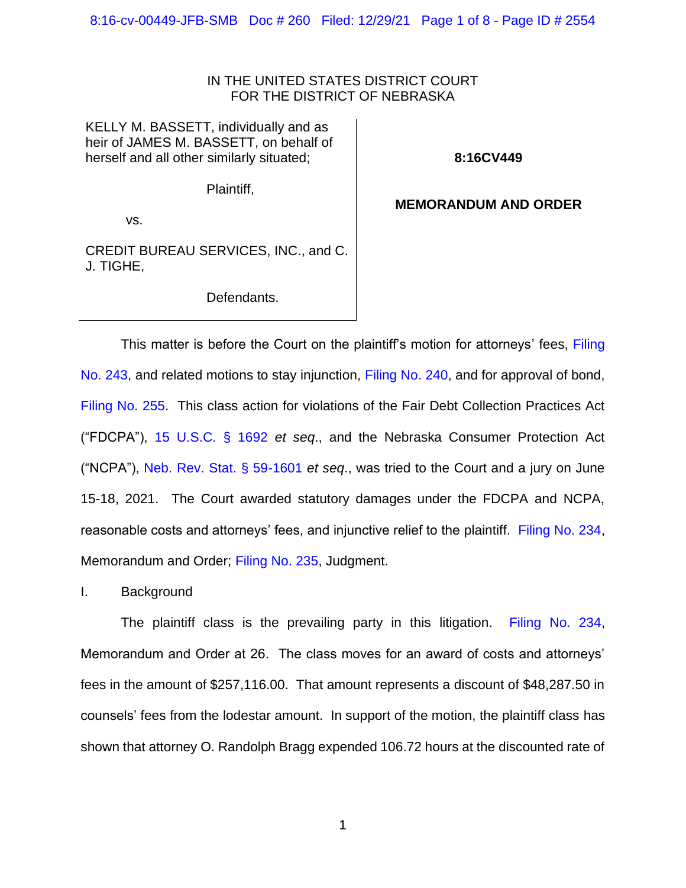IN THE UNITED STATES DISTRICT COURT
FOR THE DISTRICT OF NEBRASKA

| | |
|---|---|
| KELLY M. BASSETT, individually and as heir of JAMES M. BASSETT, on behalf of herself and all other similarly situated;<br><br>Plaintiff,<br><br>vs.<br><br>CREDIT BUREAU SERVICES, INC., and C. J. TIGHE,<br><br>Defendants. | **8:16CV449**<br><br>**MEMORANDUM AND ORDER** |

This matter is before the Court on the plaintiff's motion for attorneys' fees, Filing No. 243, and related motions to stay injunction, Filing No. 240, and for approval of bond, Filing No. 255. This class action for violations of the Fair Debt Collection Practices Act ("FDCPA"), 15 U.S.C. § 1692 *et seq*., and the Nebraska Consumer Protection Act ("NCPA"), Neb. Rev. Stat. § 59-1601 *et seq*., was tried to the Court and a jury on June 15-18, 2021. The Court awarded statutory damages under the FDCPA and NCPA, reasonable costs and attorneys' fees, and injunctive relief to the plaintiff. Filing No. 234, Memorandum and Order; Filing No. 235, Judgment.

I. Background

The plaintiff class is the prevailing party in this litigation. Filing No. 234, Memorandum and Order at 26. The class moves for an award of costs and attorneys' fees in the amount of $257,116.00. That amount represents a discount of $48,287.50 in counsels' fees from the lodestar amount. In support of the motion, the plaintiff class has shown that attorney O. Randolph Bragg expended 106.72 hours at the discounted rate of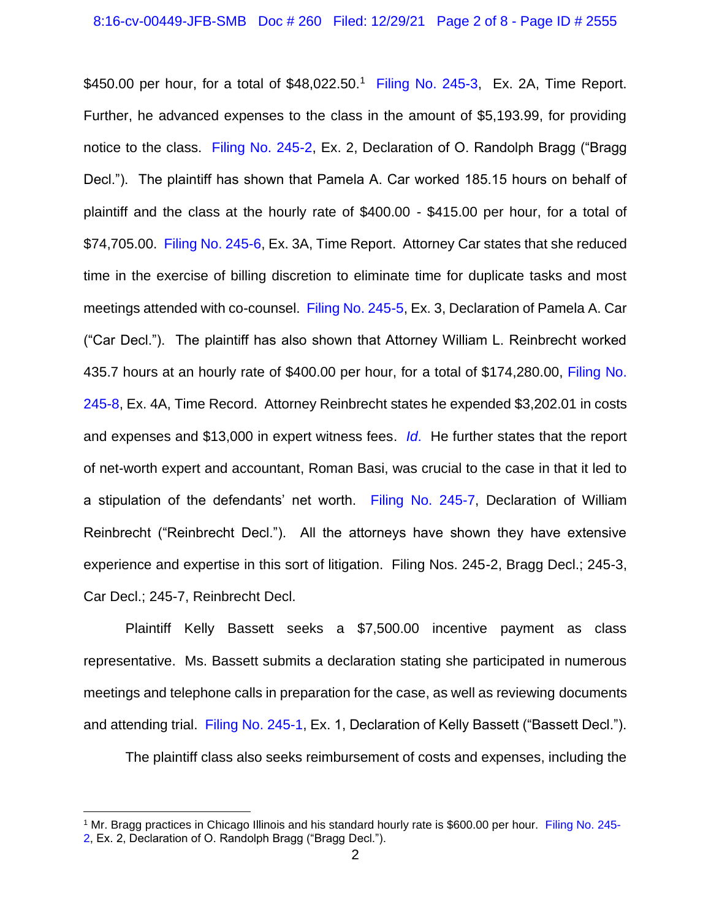$450.00 per hour, for a total of $48,022.50.[1] Filing No. 245-3, Ex. 2A, Time Report. Further, he advanced expenses to the class in the amount of $5,193.99, for providing notice to the class. Filing No. 245-2, Ex. 2, Declaration of O. Randolph Bragg ("Bragg Decl."). The plaintiff has shown that Pamela A. Car worked 185.15 hours on behalf of plaintiff and the class at the hourly rate of $400.00 - $415.00 per hour, for a total of $74,705.00. Filing No. 245-6, Ex. 3A, Time Report. Attorney Car states that she reduced time in the exercise of billing discretion to eliminate time for duplicate tasks and most meetings attended with co-counsel. Filing No. 245-5, Ex. 3, Declaration of Pamela A. Car ("Car Decl."). The plaintiff has also shown that Attorney William L. Reinbrecht worked 435.7 hours at an hourly rate of $400.00 per hour, for a total of $174,280.00, Filing No. 245-8, Ex. 4A, Time Record. Attorney Reinbrecht states he expended $3,202.01 in costs and expenses and $13,000 in expert witness fees. *Id*. He further states that the report of net-worth expert and accountant, Roman Basi, was crucial to the case in that it led to a stipulation of the defendants' net worth. Filing No. 245-7, Declaration of William Reinbrecht ("Reinbrecht Decl."). All the attorneys have shown they have extensive experience and expertise in this sort of litigation. Filing Nos. 245-2, Bragg Decl.; 245-3, Car Decl.; 245-7, Reinbrecht Decl.

Plaintiff Kelly Bassett seeks a $7,500.00 incentive payment as class representative. Ms. Bassett submits a declaration stating she participated in numerous meetings and telephone calls in preparation for the case, as well as reviewing documents and attending trial. Filing No. 245-1, Ex. 1, Declaration of Kelly Bassett ("Bassett Decl.").

The plaintiff class also seeks reimbursement of costs and expenses, including the

---

[1] Mr. Bragg practices in Chicago Illinois and his standard hourly rate is $600.00 per hour. Filing No. 245-2, Ex. 2, Declaration of O. Randolph Bragg ("Bragg Decl.").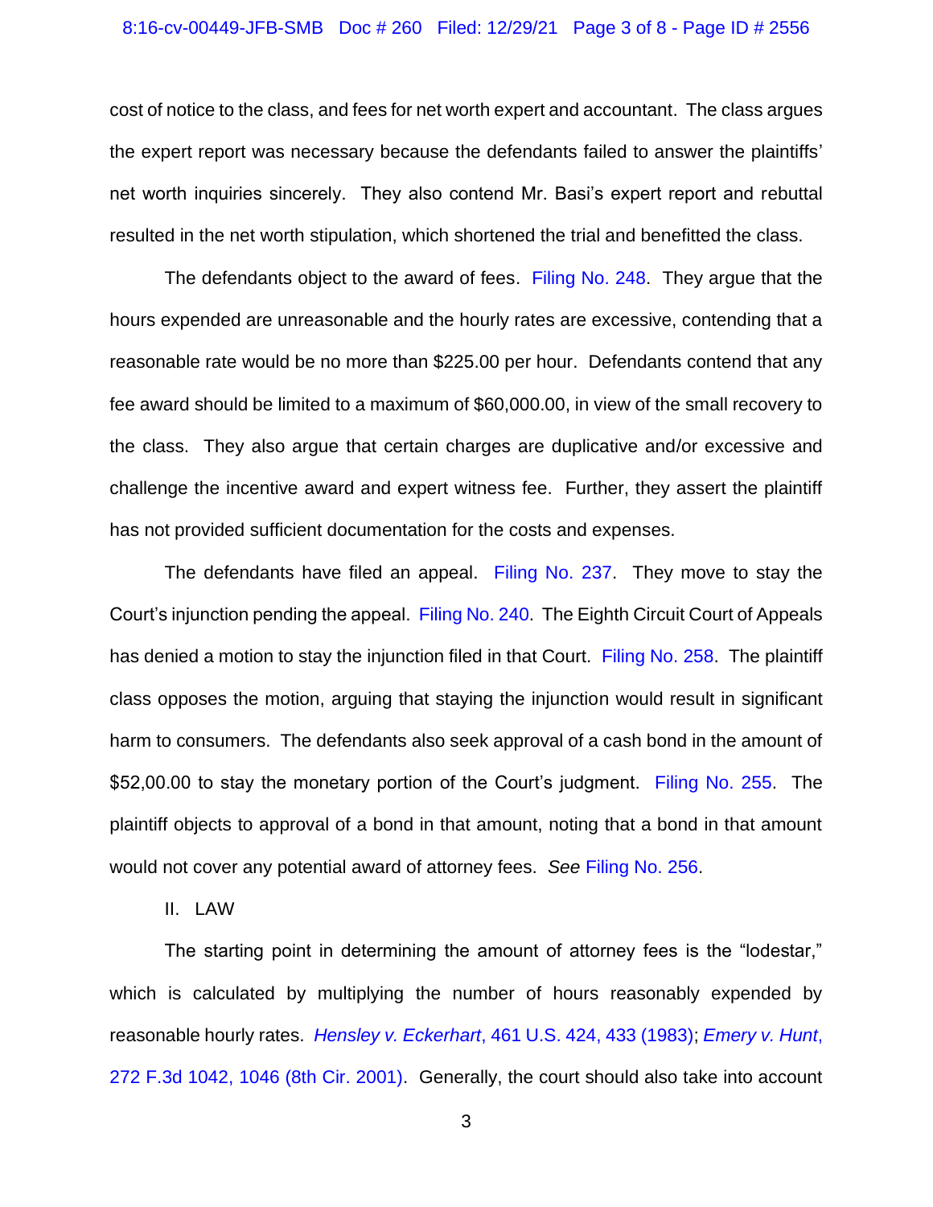cost of notice to the class, and fees for net worth expert and accountant. The class argues the expert report was necessary because the defendants failed to answer the plaintiffs' net worth inquiries sincerely. They also contend Mr. Basi's expert report and rebuttal resulted in the net worth stipulation, which shortened the trial and benefitted the class.

The defendants object to the award of fees. Filing No. 248. They argue that the hours expended are unreasonable and the hourly rates are excessive, contending that a reasonable rate would be no more than $225.00 per hour. Defendants contend that any fee award should be limited to a maximum of $60,000.00, in view of the small recovery to the class. They also argue that certain charges are duplicative and/or excessive and challenge the incentive award and expert witness fee. Further, they assert the plaintiff has not provided sufficient documentation for the costs and expenses.

The defendants have filed an appeal. Filing No. 237. They move to stay the Court's injunction pending the appeal. Filing No. 240. The Eighth Circuit Court of Appeals has denied a motion to stay the injunction filed in that Court. Filing No. 258. The plaintiff class opposes the motion, arguing that staying the injunction would result in significant harm to consumers. The defendants also seek approval of a cash bond in the amount of $52,00.00 to stay the monetary portion of the Court's judgment. Filing No. 255. The plaintiff objects to approval of a bond in that amount, noting that a bond in that amount would not cover any potential award of attorney fees. *See* Filing No. 256.

## II. LAW

The starting point in determining the amount of attorney fees is the "lodestar," which is calculated by multiplying the number of hours reasonably expended by reasonable hourly rates. *Hensley v. Eckerhart*, 461 U.S. 424, 433 (1983); *Emery v. Hunt*, 272 F.3d 1042, 1046 (8th Cir. 2001). Generally, the court should also take into account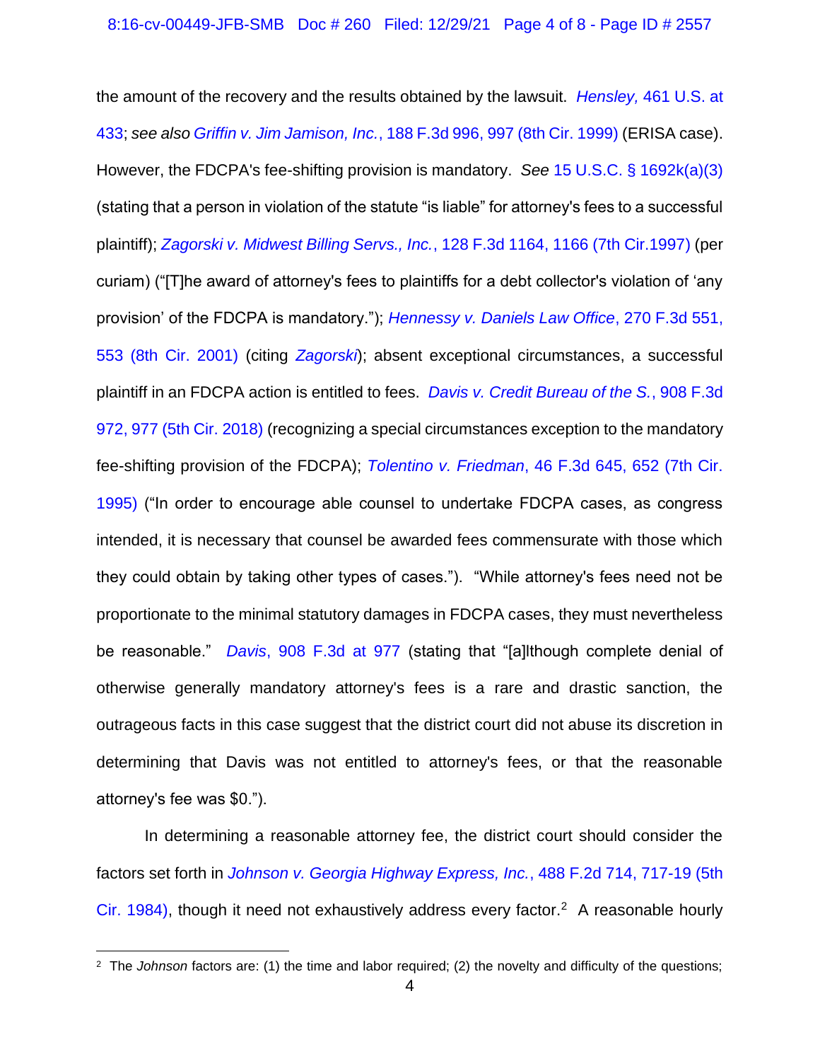the amount of the recovery and the results obtained by the lawsuit. *Hensley,* 461 U.S. at 433; *see also Griffin v. Jim Jamison, Inc.*, 188 F.3d 996, 997 (8th Cir. 1999) (ERISA case). However, the FDCPA's fee-shifting provision is mandatory. *See* 15 U.S.C. § 1692k(a)(3) (stating that a person in violation of the statute "is liable" for attorney's fees to a successful plaintiff); *Zagorski v. Midwest Billing Servs., Inc.*, 128 F.3d 1164, 1166 (7th Cir.1997) (per curiam) ("[T]he award of attorney's fees to plaintiffs for a debt collector's violation of 'any provision' of the FDCPA is mandatory."); *Hennessy v. Daniels Law Office*, 270 F.3d 551, 553 (8th Cir. 2001) (citing *Zagorski*); absent exceptional circumstances, a successful plaintiff in an FDCPA action is entitled to fees. *Davis v. Credit Bureau of the S.*, 908 F.3d 972, 977 (5th Cir. 2018) (recognizing a special circumstances exception to the mandatory fee-shifting provision of the FDCPA); *Tolentino v. Friedman*, 46 F.3d 645, 652 (7th Cir. 1995) ("In order to encourage able counsel to undertake FDCPA cases, as congress intended, it is necessary that counsel be awarded fees commensurate with those which they could obtain by taking other types of cases."). "While attorney's fees need not be proportionate to the minimal statutory damages in FDCPA cases, they must nevertheless be reasonable." *Davis*, 908 F.3d at 977 (stating that "[a]lthough complete denial of otherwise generally mandatory attorney's fees is a rare and drastic sanction, the outrageous facts in this case suggest that the district court did not abuse its discretion in determining that Davis was not entitled to attorney's fees, or that the reasonable attorney's fee was $0.").

In determining a reasonable attorney fee, the district court should consider the factors set forth in *Johnson v. Georgia Highway Express, Inc.*, 488 F.2d 714, 717-19 (5th Cir. 1984), though it need not exhaustively address every factor.[2] A reasonable hourly

[2] The *Johnson* factors are: (1) the time and labor required; (2) the novelty and difficulty of the questions;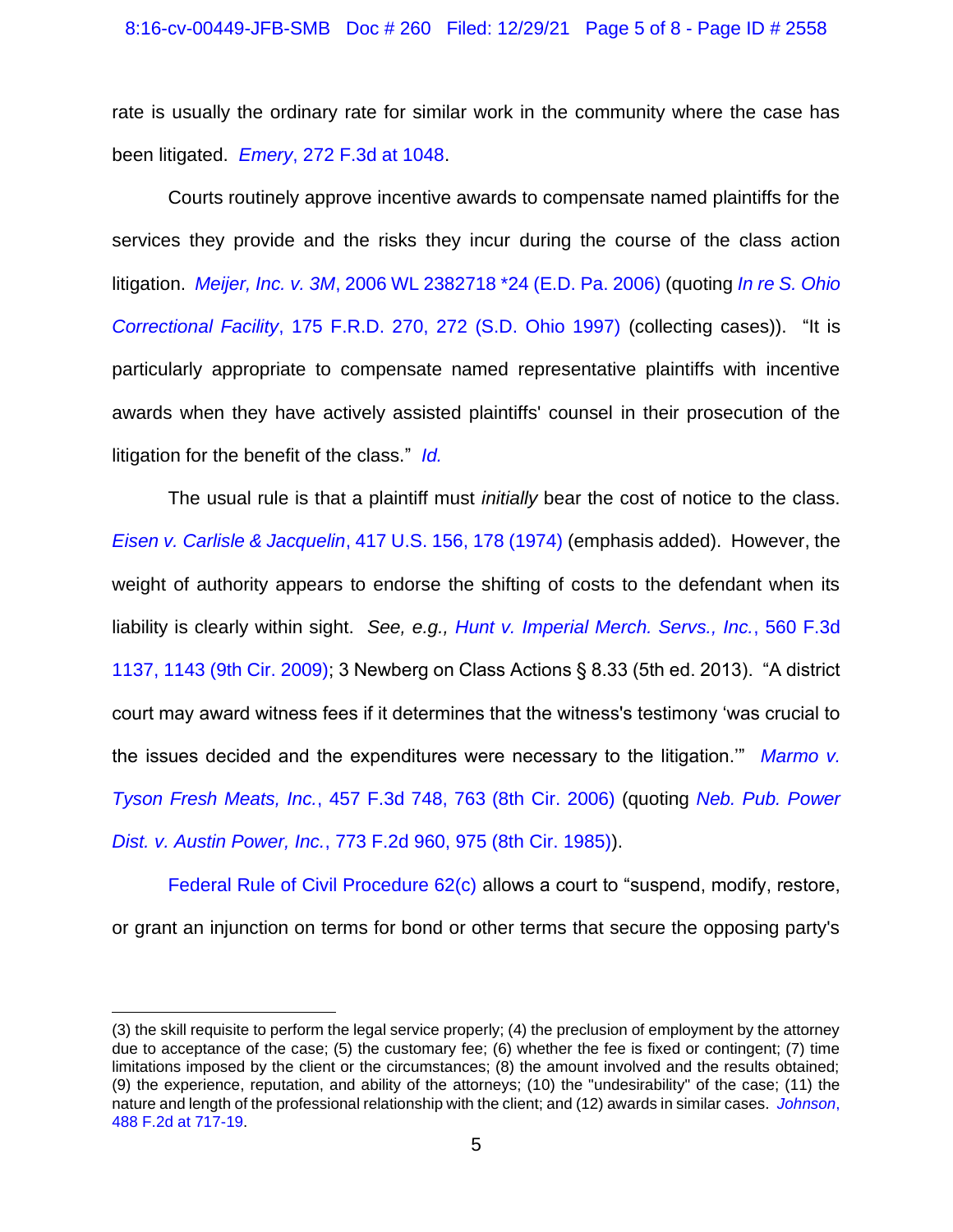rate is usually the ordinary rate for similar work in the community where the case has been litigated. *Emery*, 272 F.3d at 1048.

Courts routinely approve incentive awards to compensate named plaintiffs for the services they provide and the risks they incur during the course of the class action litigation. *Meijer, Inc. v. 3M*, 2006 WL 2382718 *24 (E.D. Pa. 2006) (quoting *In re S. Ohio Correctional Facility*, 175 F.R.D. 270, 272 (S.D. Ohio 1997) (collecting cases)). "It is particularly appropriate to compensate named representative plaintiffs with incentive awards when they have actively assisted plaintiffs' counsel in their prosecution of the litigation for the benefit of the class." *Id.*

The usual rule is that a plaintiff must *initially* bear the cost of notice to the class. *Eisen v. Carlisle & Jacquelin*, 417 U.S. 156, 178 (1974) (emphasis added). However, the weight of authority appears to endorse the shifting of costs to the defendant when its liability is clearly within sight. *See, e.g., Hunt v. Imperial Merch. Servs., Inc.*, 560 F.3d 1137, 1143 (9th Cir. 2009); 3 Newberg on Class Actions § 8.33 (5th ed. 2013). "A district court may award witness fees if it determines that the witness's testimony 'was crucial to the issues decided and the expenditures were necessary to the litigation.'" *Marmo v. Tyson Fresh Meats, Inc.*, 457 F.3d 748, 763 (8th Cir. 2006) (quoting *Neb. Pub. Power Dist. v. Austin Power, Inc.*, 773 F.2d 960, 975 (8th Cir. 1985)).

Federal Rule of Civil Procedure 62(c) allows a court to "suspend, modify, restore, or grant an injunction on terms for bond or other terms that secure the opposing party's

---

(3) the skill requisite to perform the legal service properly; (4) the preclusion of employment by the attorney due to acceptance of the case; (5) the customary fee; (6) whether the fee is fixed or contingent; (7) time limitations imposed by the client or the circumstances; (8) the amount involved and the results obtained; (9) the experience, reputation, and ability of the attorneys; (10) the "undesirability" of the case; (11) the nature and length of the professional relationship with the client; and (12) awards in similar cases. *Johnson*, 488 F.2d at 717-19.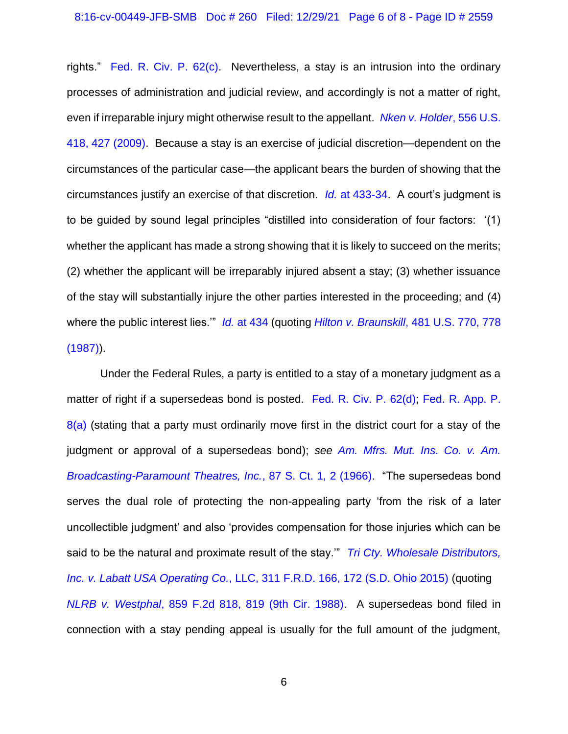rights." Fed. R. Civ. P. 62(c). Nevertheless, a stay is an intrusion into the ordinary processes of administration and judicial review, and accordingly is not a matter of right, even if irreparable injury might otherwise result to the appellant. *Nken v. Holder*, 556 U.S. 418, 427 (2009). Because a stay is an exercise of judicial discretion—dependent on the circumstances of the particular case—the applicant bears the burden of showing that the circumstances justify an exercise of that discretion. *Id.* at 433-34. A court's judgment is to be guided by sound legal principles "distilled into consideration of four factors: '(1) whether the applicant has made a strong showing that it is likely to succeed on the merits; (2) whether the applicant will be irreparably injured absent a stay; (3) whether issuance of the stay will substantially injure the other parties interested in the proceeding; and (4) where the public interest lies.'" *Id.* at 434 (quoting *Hilton v. Braunskill*, 481 U.S. 770, 778 (1987)).

Under the Federal Rules, a party is entitled to a stay of a monetary judgment as a matter of right if a supersedeas bond is posted. Fed. R. Civ. P. 62(d); Fed. R. App. P. 8(a) (stating that a party must ordinarily move first in the district court for a stay of the judgment or approval of a supersedeas bond); *see Am. Mfrs. Mut. Ins. Co. v. Am. Broadcasting-Paramount Theatres, Inc.*, 87 S. Ct. 1, 2 (1966). "The supersedeas bond serves the dual role of protecting the non-appealing party 'from the risk of a later uncollectible judgment' and also 'provides compensation for those injuries which can be said to be the natural and proximate result of the stay.'" *Tri Cty. Wholesale Distributors, Inc. v. Labatt USA Operating Co.*, LLC, 311 F.R.D. 166, 172 (S.D. Ohio 2015) (quoting *NLRB v. Westphal*, 859 F.2d 818, 819 (9th Cir. 1988). A supersedeas bond filed in connection with a stay pending appeal is usually for the full amount of the judgment,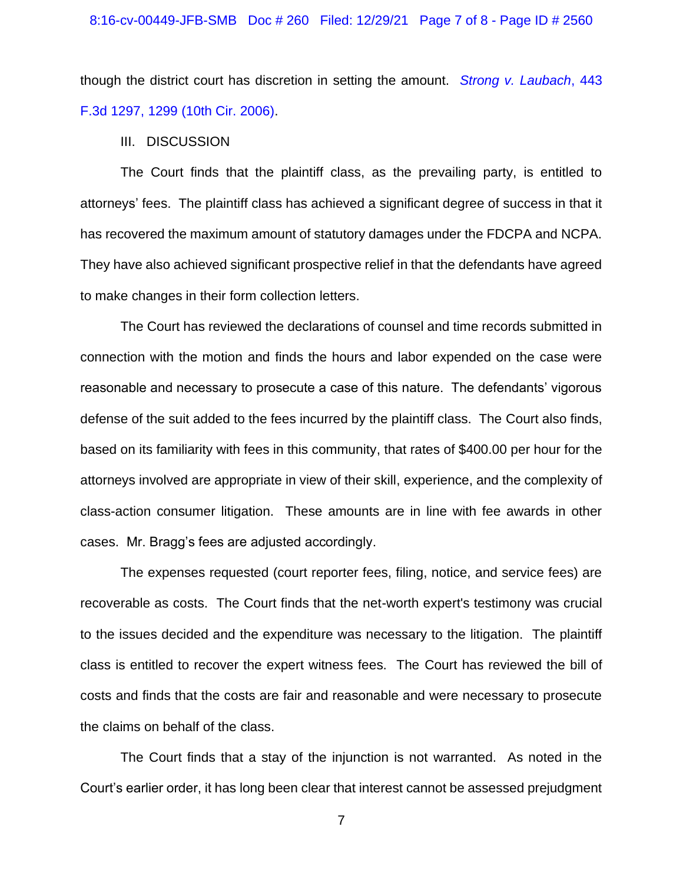though the district court has discretion in setting the amount. *Strong v. Laubach*, 443 F.3d 1297, 1299 (10th Cir. 2006).

III. DISCUSSION

The Court finds that the plaintiff class, as the prevailing party, is entitled to attorneys' fees. The plaintiff class has achieved a significant degree of success in that it has recovered the maximum amount of statutory damages under the FDCPA and NCPA. They have also achieved significant prospective relief in that the defendants have agreed to make changes in their form collection letters.

The Court has reviewed the declarations of counsel and time records submitted in connection with the motion and finds the hours and labor expended on the case were reasonable and necessary to prosecute a case of this nature. The defendants' vigorous defense of the suit added to the fees incurred by the plaintiff class. The Court also finds, based on its familiarity with fees in this community, that rates of $400.00 per hour for the attorneys involved are appropriate in view of their skill, experience, and the complexity of class-action consumer litigation. These amounts are in line with fee awards in other cases. Mr. Bragg's fees are adjusted accordingly.

The expenses requested (court reporter fees, filing, notice, and service fees) are recoverable as costs. The Court finds that the net-worth expert's testimony was crucial to the issues decided and the expenditure was necessary to the litigation. The plaintiff class is entitled to recover the expert witness fees. The Court has reviewed the bill of costs and finds that the costs are fair and reasonable and were necessary to prosecute the claims on behalf of the class.

The Court finds that a stay of the injunction is not warranted. As noted in the Court's earlier order, it has long been clear that interest cannot be assessed prejudgment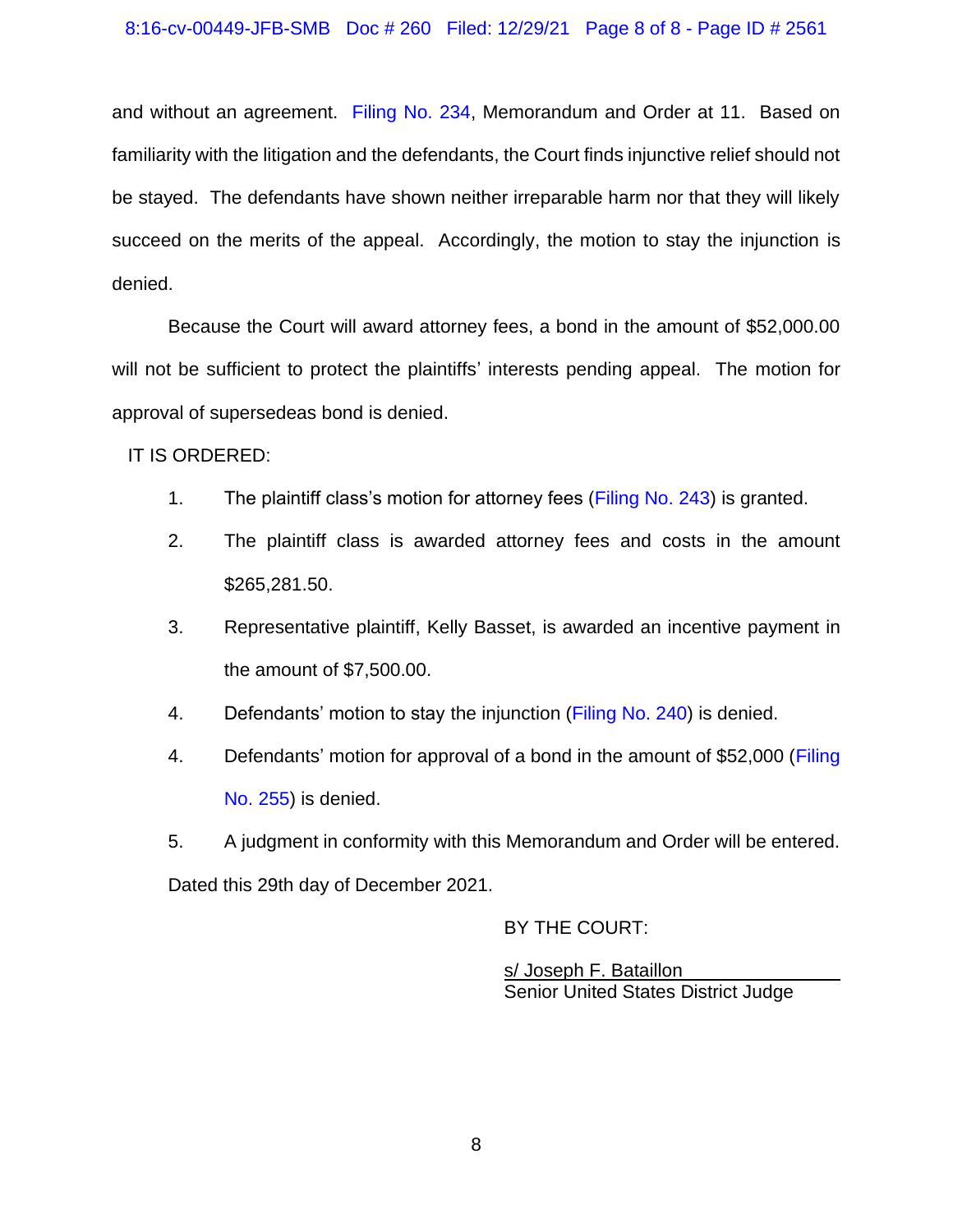and without an agreement. Filing No. 234, Memorandum and Order at 11. Based on familiarity with the litigation and the defendants, the Court finds injunctive relief should not be stayed. The defendants have shown neither irreparable harm nor that they will likely succeed on the merits of the appeal. Accordingly, the motion to stay the injunction is denied.

Because the Court will award attorney fees, a bond in the amount of $52,000.00 will not be sufficient to protect the plaintiffs' interests pending appeal. The motion for approval of supersedeas bond is denied.

IT IS ORDERED:

1. The plaintiff class's motion for attorney fees (Filing No. 243) is granted.
2. The plaintiff class is awarded attorney fees and costs in the amount $265,281.50.
3. Representative plaintiff, Kelly Basset, is awarded an incentive payment in the amount of $7,500.00.
4. Defendants' motion to stay the injunction (Filing No. 240) is denied.
4. Defendants' motion for approval of a bond in the amount of $52,000 (Filing No. 255) is denied.
5. A judgment in conformity with this Memorandum and Order will be entered.

Dated this 29th day of December 2021.

BY THE COURT:

s/ Joseph F. Bataillon
Senior United States District Judge